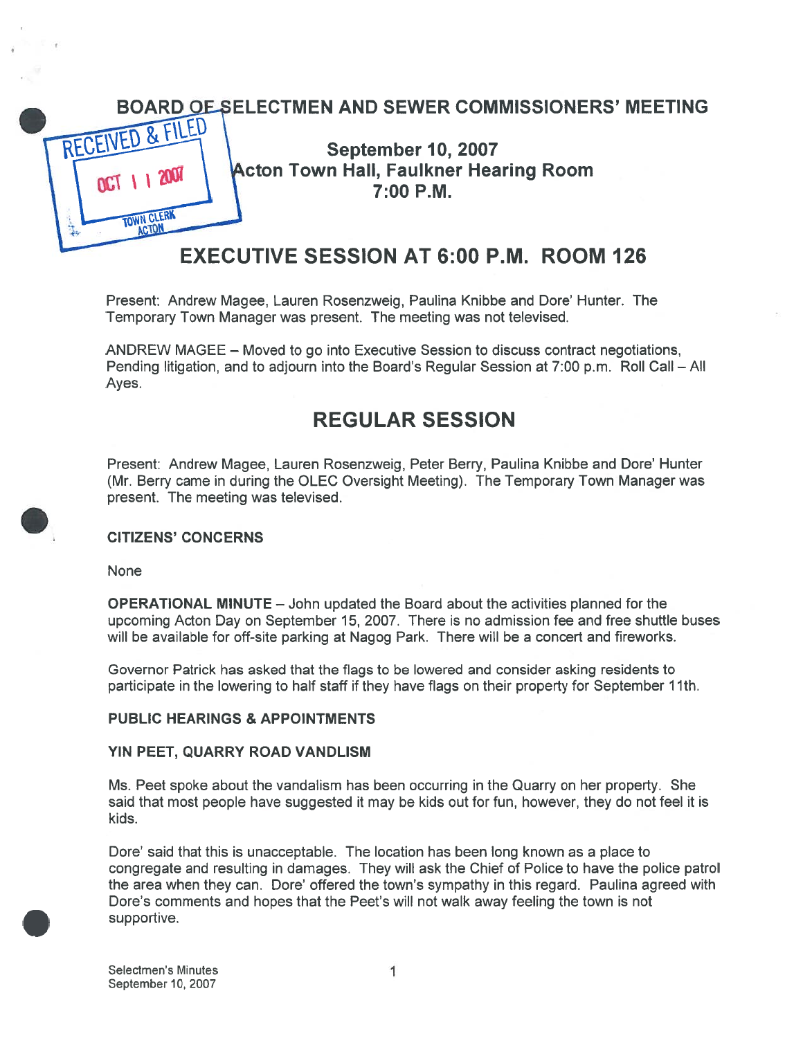# BOARD OF SELECTMEN AND SEWER COMMISSIONERS' MEETING

RECEIVED & FILED
OCT 11 2007
TOWN CLERK
ACTON

**September 10, 2007**
**Acton Town Hall, Faulkner Hearing Room**
**7:00 P.M.**

## EXECUTIVE SESSION AT 6:00 P.M. ROOM 126

Present: Andrew Magee, Lauren Rosenzweig, Paulina Knibbe and Dore' Hunter. The Temporary Town Manager was present. The meeting was not televised.

ANDREW MAGEE – Moved to go into Executive Session to discuss contract negotiations, Pending litigation, and to adjourn into the Board's Regular Session at 7:00 p.m. Roll Call – All Ayes.

## REGULAR SESSION

Present: Andrew Magee, Lauren Rosenzweig, Peter Berry, Paulina Knibbe and Dore' Hunter (Mr. Berry came in during the OLEC Oversight Meeting). The Temporary Town Manager was present. The meeting was televised.

**CITIZENS' CONCERNS**

None

**OPERATIONAL MINUTE** – John updated the Board about the activities planned for the upcoming Acton Day on September 15, 2007. There is no admission fee and free shuttle buses will be available for off-site parking at Nagog Park. There will be a concert and fireworks.

Governor Patrick has asked that the flags to be lowered and consider asking residents to participate in the lowering to half staff if they have flags on their property for September 11th.

**PUBLIC HEARINGS & APPOINTMENTS**

**YIN PEET, QUARRY ROAD VANDLISM**

Ms. Peet spoke about the vandalism has been occurring in the Quarry on her property. She said that most people have suggested it may be kids out for fun, however, they do not feel it is kids.

Dore' said that this is unacceptable. The location has been long known as a place to congregate and resulting in damages. They will ask the Chief of Police to have the police patrol the area when they can. Dore' offered the town's sympathy in this regard. Paulina agreed with Dore's comments and hopes that the Peet's will not walk away feeling the town is not supportive.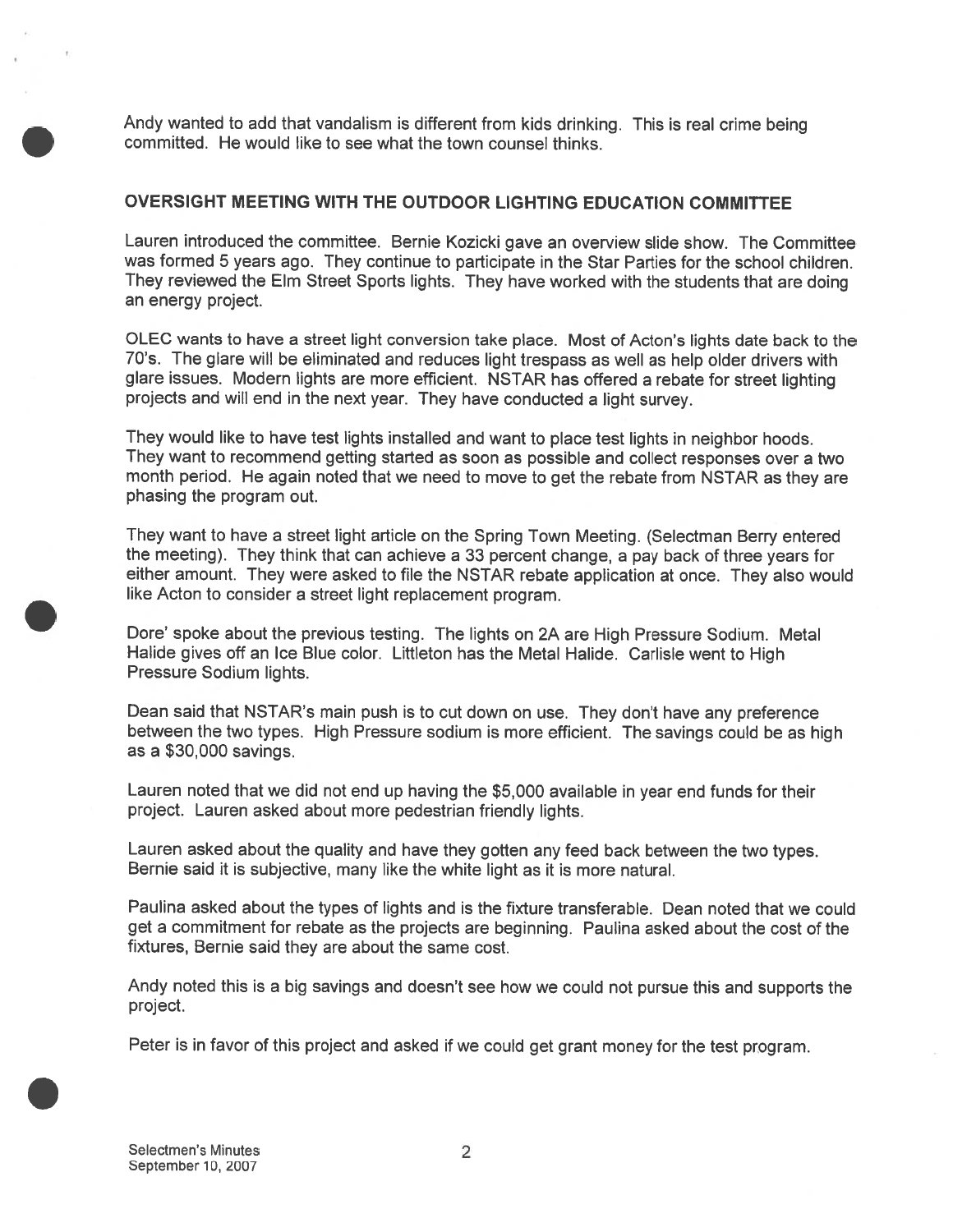Andy wanted to add that vandalism is different from kids drinking. This is real crime being committed. He would like to see what the town counsel thinks.

## OVERSIGHT MEETING WITH THE OUTDOOR LIGHTING EDUCATION COMMITTEE

Lauren introduced the committee. Bernie Kozicki gave an overview slide show. The Committee was formed 5 years ago. They continue to participate in the Star Parties for the school children. They reviewed the Elm Street Sports lights. They have worked with the students that are doing an energy project.

OLEC wants to have a street light conversion take place. Most of Acton's lights date back to the 70's. The glare will be eliminated and reduces light trespass as well as help older drivers with glare issues. Modern lights are more efficient. NSTAR has offered a rebate for street lighting projects and will end in the next year. They have conducted a light survey.

They would like to have test lights installed and want to place test lights in neighbor hoods. They want to recommend getting started as soon as possible and collect responses over a two month period. He again noted that we need to move to get the rebate from NSTAR as they are phasing the program out.

They want to have a street light article on the Spring Town Meeting. (Selectman Berry entered the meeting). They think that can achieve a 33 percent change, a pay back of three years for either amount. They were asked to file the NSTAR rebate application at once. They also would like Acton to consider a street light replacement program.

Dore' spoke about the previous testing. The lights on 2A are High Pressure Sodium. Metal Halide gives off an Ice Blue color. Littleton has the Metal Halide. Carlisle went to High Pressure Sodium lights.

Dean said that NSTAR's main push is to cut down on use. They don't have any preference between the two types. High Pressure sodium is more efficient. The savings could be as high as a $30,000 savings.

Lauren noted that we did not end up having the $5,000 available in year end funds for their project. Lauren asked about more pedestrian friendly lights.

Lauren asked about the quality and have they gotten any feed back between the two types. Bernie said it is subjective, many like the white light as it is more natural.

Paulina asked about the types of lights and is the fixture transferable. Dean noted that we could get a commitment for rebate as the projects are beginning. Paulina asked about the cost of the fixtures, Bernie said they are about the same cost.

Andy noted this is a big savings and doesn't see how we could not pursue this and supports the project.

Peter is in favor of this project and asked if we could get grant money for the test program.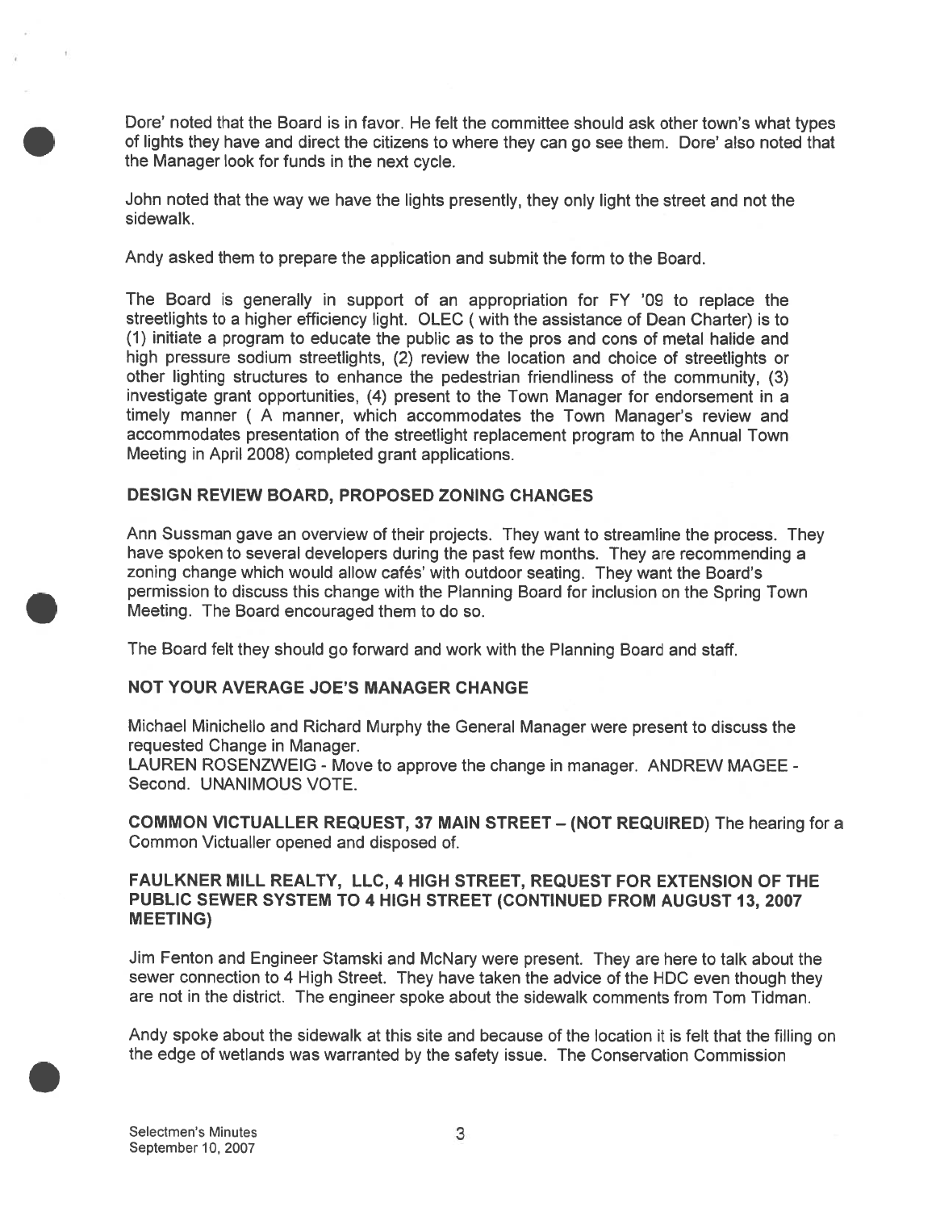Dore' noted that the Board is in favor. He felt the committee should ask other town's what types of lights they have and direct the citizens to where they can go see them. Dore' also noted that the Manager look for funds in the next cycle.

John noted that the way we have the lights presently, they only light the street and not the sidewalk.

Andy asked them to prepare the application and submit the form to the Board.

The Board is generally in support of an appropriation for FY '09 to replace the streetlights to a higher efficiency light. OLEC ( with the assistance of Dean Charter) is to (1) initiate a program to educate the public as to the pros and cons of metal halide and high pressure sodium streetlights, (2) review the location and choice of streetlights or other lighting structures to enhance the pedestrian friendliness of the community, (3) investigate grant opportunities, (4) present to the Town Manager for endorsement in a timely manner ( A manner, which accommodates the Town Manager's review and accommodates presentation of the streetlight replacement program to the Annual Town Meeting in April 2008) completed grant applications.

**DESIGN REVIEW BOARD, PROPOSED ZONING CHANGES**

Ann Sussman gave an overview of their projects. They want to streamline the process. They have spoken to several developers during the past few months. They are recommending a zoning change which would allow cafés' with outdoor seating. They want the Board's permission to discuss this change with the Planning Board for inclusion on the Spring Town Meeting. The Board encouraged them to do so.

The Board felt they should go forward and work with the Planning Board and staff.

**NOT YOUR AVERAGE JOE'S MANAGER CHANGE**

Michael Minichello and Richard Murphy the General Manager were present to discuss the requested Change in Manager.
LAUREN ROSENZWEIG - Move to approve the change in manager. ANDREW MAGEE - Second. UNANIMOUS VOTE.

**COMMON VICTUALLER REQUEST, 37 MAIN STREET – (NOT REQUIRED)** The hearing for a Common Victualler opened and disposed of.

**FAULKNER MILL REALTY, LLC, 4 HIGH STREET, REQUEST FOR EXTENSION OF THE PUBLIC SEWER SYSTEM TO 4 HIGH STREET (CONTINUED FROM AUGUST 13, 2007 MEETING)**

Jim Fenton and Engineer Stamski and McNary were present. They are here to talk about the sewer connection to 4 High Street. They have taken the advice of the HDC even though they are not in the district. The engineer spoke about the sidewalk comments from Tom Tidman.

Andy spoke about the sidewalk at this site and because of the location it is felt that the filling on the edge of wetlands was warranted by the safety issue. The Conservation Commission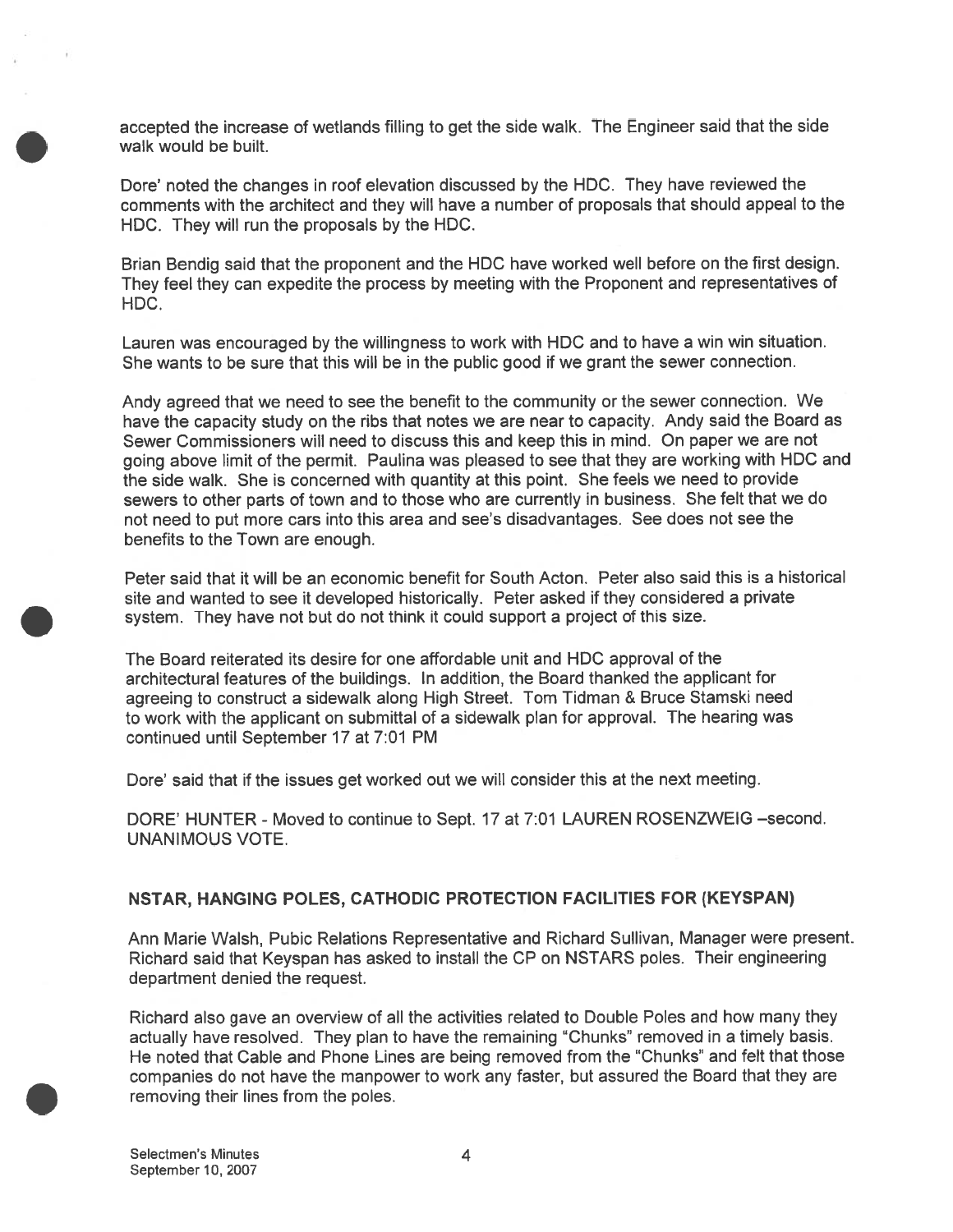accepted the increase of wetlands filling to get the side walk. The Engineer said that the side walk would be built.

Dore' noted the changes in roof elevation discussed by the HDC. They have reviewed the comments with the architect and they will have a number of proposals that should appeal to the HDC. They will run the proposals by the HDC.

Brian Bendig said that the proponent and the HDC have worked well before on the first design. They feel they can expedite the process by meeting with the Proponent and representatives of HDC.

Lauren was encouraged by the willingness to work with HDC and to have a win win situation. She wants to be sure that this will be in the public good if we grant the sewer connection.

Andy agreed that we need to see the benefit to the community or the sewer connection. We have the capacity study on the ribs that notes we are near to capacity. Andy said the Board as Sewer Commissioners will need to discuss this and keep this in mind. On paper we are not going above limit of the permit. Paulina was pleased to see that they are working with HDC and the side walk. She is concerned with quantity at this point. She feels we need to provide sewers to other parts of town and to those who are currently in business. She felt that we do not need to put more cars into this area and see's disadvantages. See does not see the benefits to the Town are enough.

Peter said that it will be an economic benefit for South Acton. Peter also said this is a historical site and wanted to see it developed historically. Peter asked if they considered a private system. They have not but do not think it could support a project of this size.

The Board reiterated its desire for one affordable unit and HDC approval of the architectural features of the buildings. In addition, the Board thanked the applicant for agreeing to construct a sidewalk along High Street. Tom Tidman & Bruce Stamski need to work with the applicant on submittal of a sidewalk plan for approval. The hearing was continued until September 17 at 7:01 PM

Dore' said that if the issues get worked out we will consider this at the next meeting.

DORE' HUNTER - Moved to continue to Sept. 17 at 7:01 LAUREN ROSENZWEIG –second. UNANIMOUS VOTE.

## NSTAR, HANGING POLES, CATHODIC PROTECTION FACILITIES FOR (KEYSPAN)

Ann Marie Walsh, Pubic Relations Representative and Richard Sullivan, Manager were present. Richard said that Keyspan has asked to install the CP on NSTARS poles. Their engineering department denied the request.

Richard also gave an overview of all the activities related to Double Poles and how many they actually have resolved. They plan to have the remaining "Chunks" removed in a timely basis. He noted that Cable and Phone Lines are being removed from the "Chunks" and felt that those companies do not have the manpower to work any faster, but assured the Board that they are removing their lines from the poles.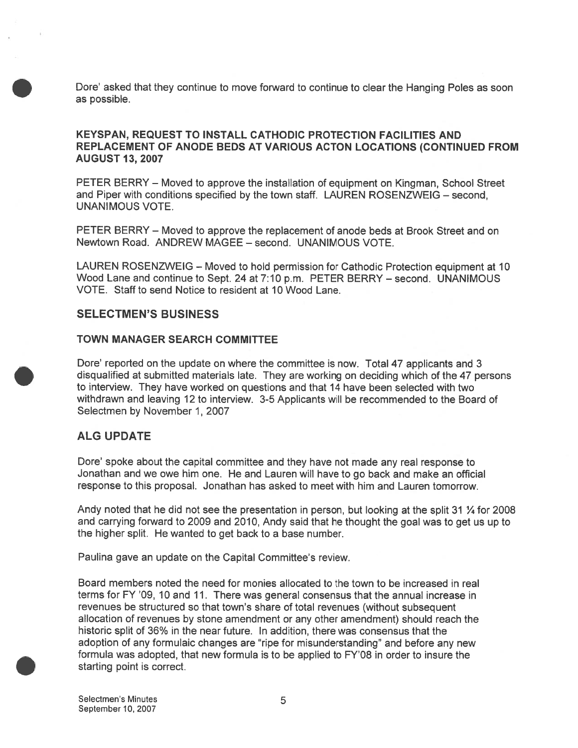Dore' asked that they continue to move forward to continue to clear the Hanging Poles as soon as possible.

**KEYSPAN, REQUEST TO INSTALL CATHODIC PROTECTION FACILITIES AND REPLACEMENT OF ANODE BEDS AT VARIOUS ACTON LOCATIONS (CONTINUED FROM AUGUST 13, 2007**

PETER BERRY – Moved to approve the installation of equipment on Kingman, School Street and Piper with conditions specified by the town staff. LAUREN ROSENZWEIG – second, UNANIMOUS VOTE.

PETER BERRY – Moved to approve the replacement of anode beds at Brook Street and on Newtown Road. ANDREW MAGEE – second. UNANIMOUS VOTE.

LAUREN ROSENZWEIG – Moved to hold permission for Cathodic Protection equipment at 10 Wood Lane and continue to Sept. 24 at 7:10 p.m. PETER BERRY – second. UNANIMOUS VOTE. Staff to send Notice to resident at 10 Wood Lane.

## SELECTMEN'S BUSINESS

### TOWN MANAGER SEARCH COMMITTEE

Dore' reported on the update on where the committee is now. Total 47 applicants and 3 disqualified at submitted materials late. They are working on deciding which of the 47 persons to interview. They have worked on questions and that 14 have been selected with two withdrawn and leaving 12 to interview. 3-5 Applicants will be recommended to the Board of Selectmen by November 1, 2007

## ALG UPDATE

Dore' spoke about the capital committee and they have not made any real response to Jonathan and we owe him one. He and Lauren will have to go back and make an official response to this proposal. Jonathan has asked to meet with him and Lauren tomorrow.

Andy noted that he did not see the presentation in person, but looking at the split 31 ¼ for 2008 and carrying forward to 2009 and 2010, Andy said that he thought the goal was to get us up to the higher split. He wanted to get back to a base number.

Paulina gave an update on the Capital Committee's review.

Board members noted the need for monies allocated to the town to be increased in real terms for FY '09, 10 and 11. There was general consensus that the annual increase in revenues be structured so that town's share of total revenues (without subsequent allocation of revenues by stone amendment or any other amendment) should reach the historic split of 36% in the near future. In addition, there was consensus that the adoption of any formulaic changes are "ripe for misunderstanding" and before any new formula was adopted, that new formula is to be applied to FY'08 in order to insure the starting point is correct.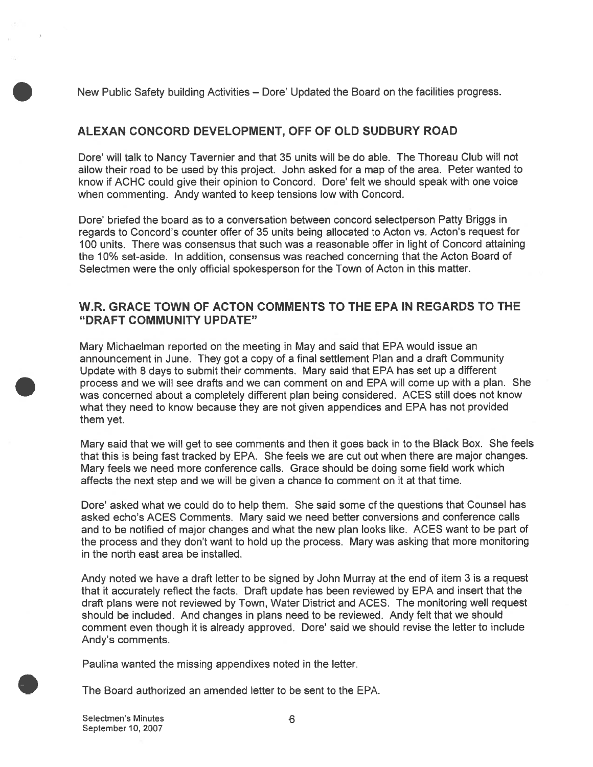New Public Safety building Activities – Dore' Updated the Board on the facilities progress.

## ALEXAN CONCORD DEVELOPMENT, OFF OF OLD SUDBURY ROAD

Dore' will talk to Nancy Tavernier and that 35 units will be do able. The Thoreau Club will not allow their road to be used by this project. John asked for a map of the area. Peter wanted to know if ACHC could give their opinion to Concord. Dore' felt we should speak with one voice when commenting. Andy wanted to keep tensions low with Concord.

Dore' briefed the board as to a conversation between concord selectperson Patty Briggs in regards to Concord's counter offer of 35 units being allocated to Acton vs. Acton's request for 100 units. There was consensus that such was a reasonable offer in light of Concord attaining the 10% set-aside. In addition, consensus was reached concerning that the Acton Board of Selectmen were the only official spokesperson for the Town of Acton in this matter.

## W.R. GRACE TOWN OF ACTON COMMENTS TO THE EPA IN REGARDS TO THE "DRAFT COMMUNITY UPDATE"

Mary Michaelman reported on the meeting in May and said that EPA would issue an announcement in June. They got a copy of a final settlement Plan and a draft Community Update with 8 days to submit their comments. Mary said that EPA has set up a different process and we will see drafts and we can comment on and EPA will come up with a plan. She was concerned about a completely different plan being considered. ACES still does not know what they need to know because they are not given appendices and EPA has not provided them yet.

Mary said that we will get to see comments and then it goes back in to the Black Box. She feels that this is being fast tracked by EPA. She feels we are cut out when there are major changes. Mary feels we need more conference calls. Grace should be doing some field work which affects the next step and we will be given a chance to comment on it at that time.

Dore' asked what we could do to help them. She said some of the questions that Counsel has asked echo's ACES Comments. Mary said we need better conversions and conference calls and to be notified of major changes and what the new plan looks like. ACES want to be part of the process and they don't want to hold up the process. Mary was asking that more monitoring in the north east area be installed.

Andy noted we have a draft letter to be signed by John Murray at the end of item 3 is a request that it accurately reflect the facts. Draft update has been reviewed by EPA and insert that the draft plans were not reviewed by Town, Water District and ACES. The monitoring well request should be included. And changes in plans need to be reviewed. Andy felt that we should comment even though it is already approved. Dore' said we should revise the letter to include Andy's comments.

Paulina wanted the missing appendixes noted in the letter.

The Board authorized an amended letter to be sent to the EPA.

Selectmen's Minutes
September 10, 2007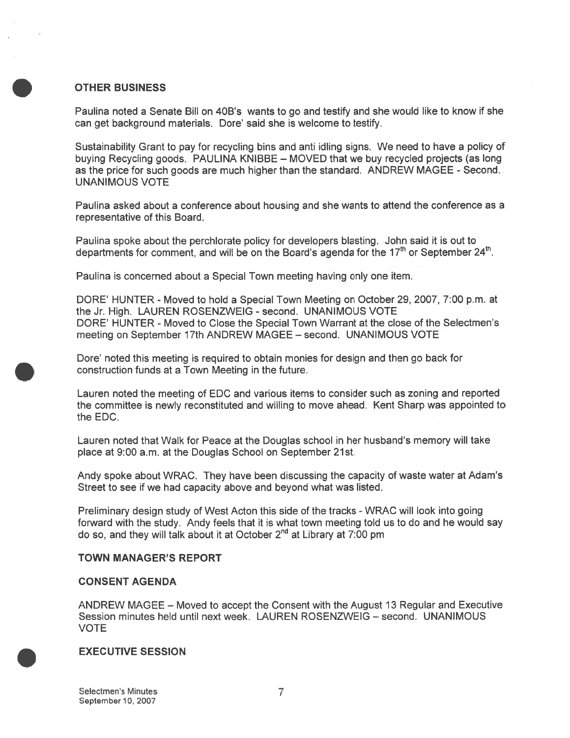## OTHER BUSINESS

Paulina noted a Senate Bill on 40B's wants to go and testify and she would like to know if she can get background materials. Dore' said she is welcome to testify.

Sustainability Grant to pay for recycling bins and anti idling signs. We need to have a policy of buying Recycling goods. PAULINA KNIBBE – MOVED that we buy recycled projects (as long as the price for such goods are much higher than the standard. ANDREW MAGEE - Second. UNANIMOUS VOTE

Paulina asked about a conference about housing and she wants to attend the conference as a representative of this Board.

Paulina spoke about the perchlorate policy for developers blasting. John said it is out to departments for comment, and will be on the Board's agenda for the 17th or September 24th.

Paulina is concerned about a Special Town meeting having only one item.

DORE' HUNTER - Moved to hold a Special Town Meeting on October 29, 2007, 7:00 p.m. at the Jr. High. LAUREN ROSENZWEIG - second. UNANIMOUS VOTE
DORE' HUNTER - Moved to Close the Special Town Warrant at the close of the Selectmen's meeting on September 17th ANDREW MAGEE – second. UNANIMOUS VOTE

Dore' noted this meeting is required to obtain monies for design and then go back for construction funds at a Town Meeting in the future.

Lauren noted the meeting of EDC and various items to consider such as zoning and reported the committee is newly reconstituted and willing to move ahead. Kent Sharp was appointed to the EDC.

Lauren noted that Walk for Peace at the Douglas school in her husband's memory will take place at 9:00 a.m. at the Douglas School on September 21st.

Andy spoke about WRAC. They have been discussing the capacity of waste water at Adam's Street to see if we had capacity above and beyond what was listed.

Preliminary design study of West Acton this side of the tracks - WRAC will look into going forward with the study. Andy feels that it is what town meeting told us to do and he would say do so, and they will talk about it at October 2nd at Library at 7:00 pm

## TOWN MANAGER'S REPORT

## CONSENT AGENDA

ANDREW MAGEE – Moved to accept the Consent with the August 13 Regular and Executive Session minutes held until next week. LAUREN ROSENZWEIG – second. UNANIMOUS VOTE

## EXECUTIVE SESSION

Selectmen's Minutes
September 10, 2007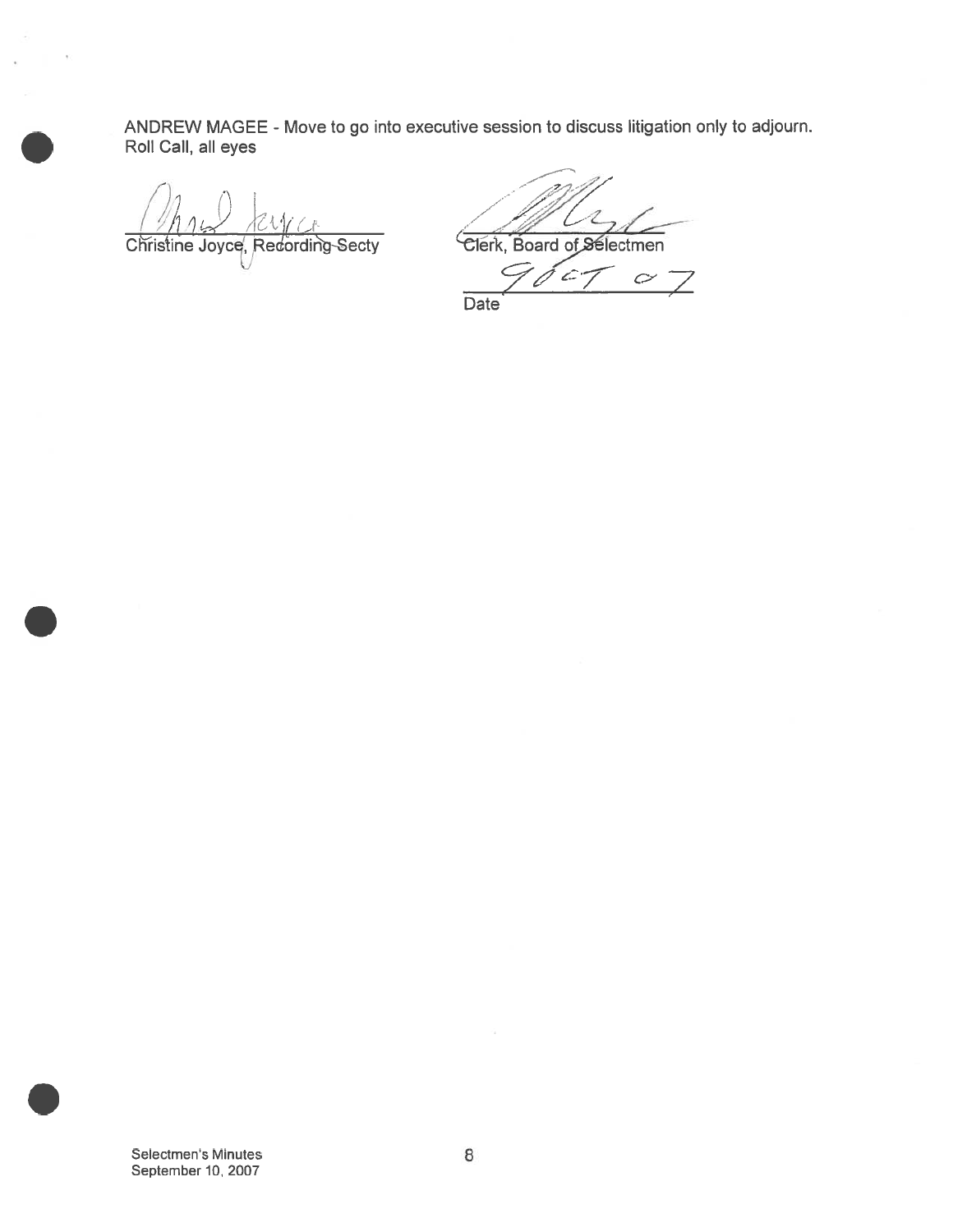ANDREW MAGEE - Move to go into executive session to discuss litigation only to adjourn.
Roll Call, all eyes

Christine Joyce, Recording Secty

Clerk, Board of Selectmen

9 OCT 07

Date

Selectmen's Minutes
September 10, 2007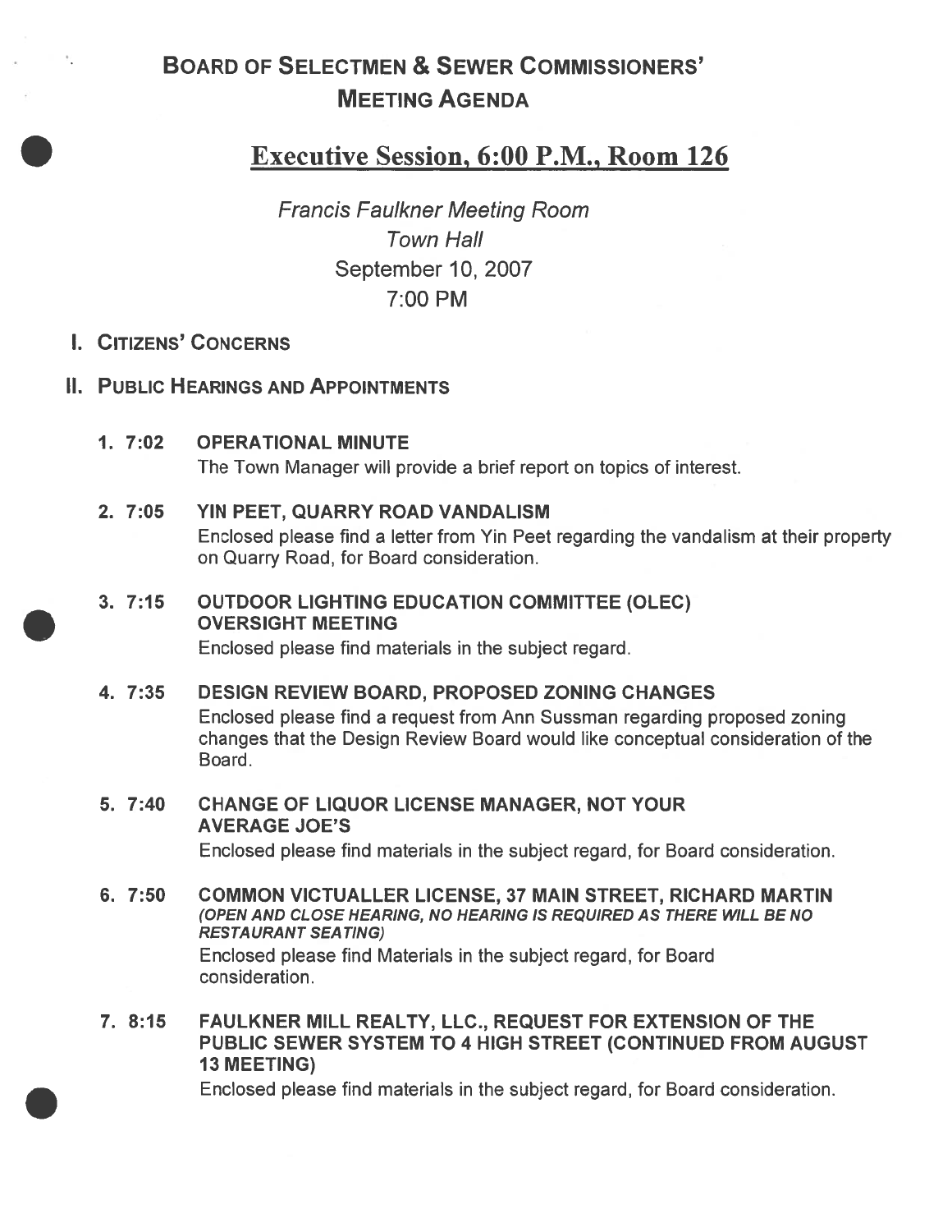# Board of Selectmen & Sewer Commissioners' Meeting Agenda

## Executive Session, 6:00 P.M., Room 126

*Francis Faulkner Meeting Room*
*Town Hall*
September 10, 2007
7:00 PM

## I. Citizens' Concerns

## II. Public Hearings and Appointments

1. **7:02 OPERATIONAL MINUTE**
   The Town Manager will provide a brief report on topics of interest.

2. **7:05 YIN PEET, QUARRY ROAD VANDALISM**
   Enclosed please find a letter from Yin Peet regarding the vandalism at their property on Quarry Road, for Board consideration.

3. **7:15 OUTDOOR LIGHTING EDUCATION COMMITTEE (OLEC) OVERSIGHT MEETING**
   Enclosed please find materials in the subject regard.

4. **7:35 DESIGN REVIEW BOARD, PROPOSED ZONING CHANGES**
   Enclosed please find a request from Ann Sussman regarding proposed zoning changes that the Design Review Board would like conceptual consideration of the Board.

5. **7:40 CHANGE OF LIQUOR LICENSE MANAGER, NOT YOUR AVERAGE JOE'S**
   Enclosed please find materials in the subject regard, for Board consideration.

6. **7:50 COMMON VICTUALLER LICENSE, 37 MAIN STREET, RICHARD MARTIN**
   ***(OPEN AND CLOSE HEARING, NO HEARING IS REQUIRED AS THERE WILL BE NO RESTAURANT SEATING)***
   Enclosed please find Materials in the subject regard, for Board consideration.

7. **8:15 FAULKNER MILL REALTY, LLC., REQUEST FOR EXTENSION OF THE PUBLIC SEWER SYSTEM TO 4 HIGH STREET (CONTINUED FROM AUGUST 13 MEETING)**
   Enclosed please find materials in the subject regard, for Board consideration.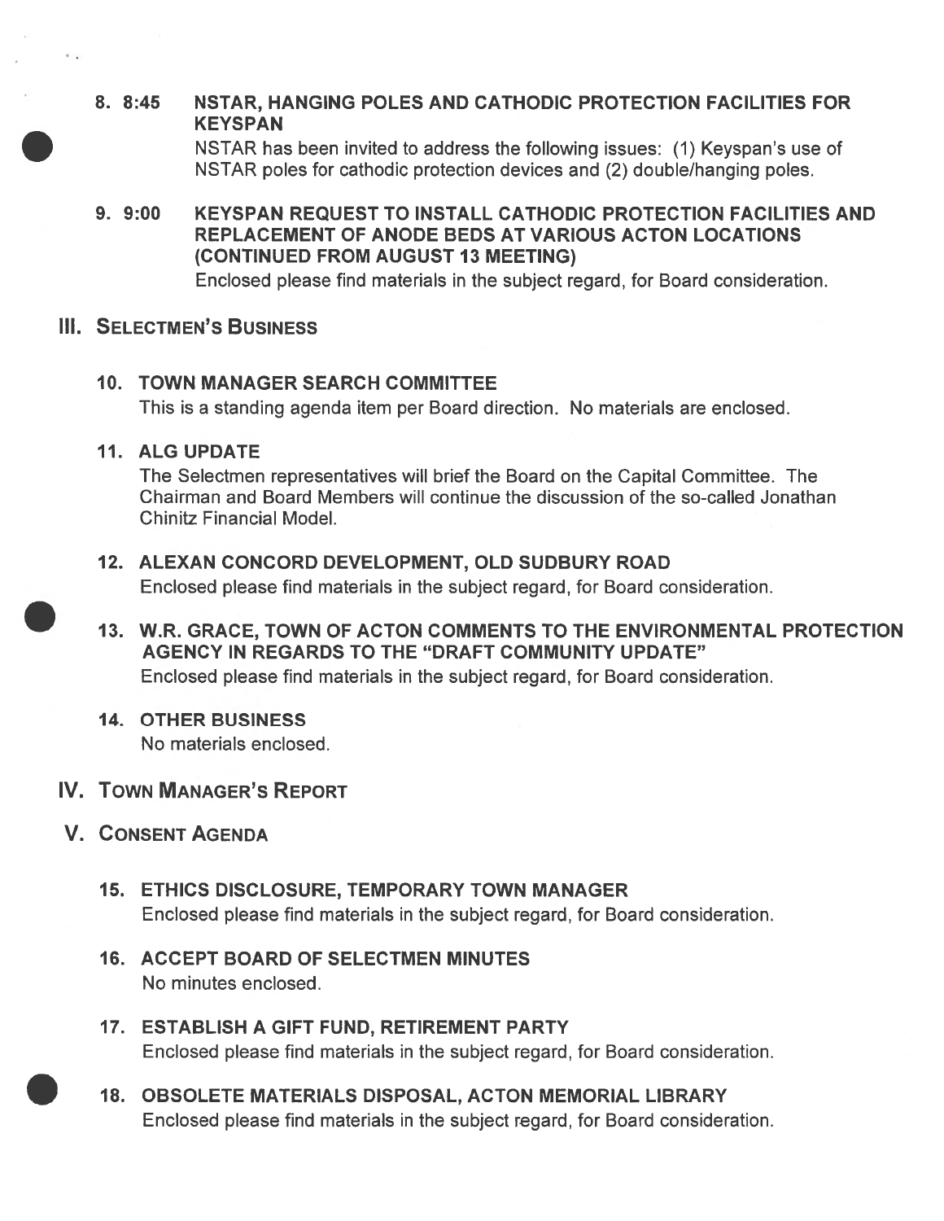**8. 8:45 NSTAR, HANGING POLES AND CATHODIC PROTECTION FACILITIES FOR KEYSPAN**

NSTAR has been invited to address the following issues: (1) Keyspan's use of NSTAR poles for cathodic protection devices and (2) double/hanging poles.

**9. 9:00 KEYSPAN REQUEST TO INSTALL CATHODIC PROTECTION FACILITIES AND REPLACEMENT OF ANODE BEDS AT VARIOUS ACTON LOCATIONS (CONTINUED FROM AUGUST 13 MEETING)**

Enclosed please find materials in the subject regard, for Board consideration.

## III. SELECTMEN'S BUSINESS

**10. TOWN MANAGER SEARCH COMMITTEE**

This is a standing agenda item per Board direction. No materials are enclosed.

**11. ALG UPDATE**

The Selectmen representatives will brief the Board on the Capital Committee. The Chairman and Board Members will continue the discussion of the so-called Jonathan Chinitz Financial Model.

**12. ALEXAN CONCORD DEVELOPMENT, OLD SUDBURY ROAD**

Enclosed please find materials in the subject regard, for Board consideration.

**13. W.R. GRACE, TOWN OF ACTON COMMENTS TO THE ENVIRONMENTAL PROTECTION AGENCY IN REGARDS TO THE "DRAFT COMMUNITY UPDATE"**

Enclosed please find materials in the subject regard, for Board consideration.

**14. OTHER BUSINESS**

No materials enclosed.

## IV. TOWN MANAGER'S REPORT

## V. CONSENT AGENDA

**15. ETHICS DISCLOSURE, TEMPORARY TOWN MANAGER**

Enclosed please find materials in the subject regard, for Board consideration.

**16. ACCEPT BOARD OF SELECTMEN MINUTES**

No minutes enclosed.

**17. ESTABLISH A GIFT FUND, RETIREMENT PARTY**

Enclosed please find materials in the subject regard, for Board consideration.

**18. OBSOLETE MATERIALS DISPOSAL, ACTON MEMORIAL LIBRARY**

Enclosed please find materials in the subject regard, for Board consideration.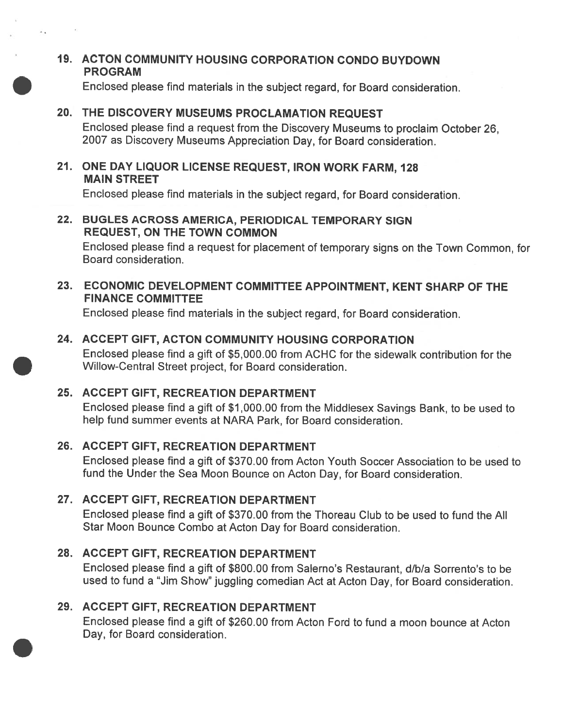**19. ACTON COMMUNITY HOUSING CORPORATION CONDO BUYDOWN PROGRAM**

Enclosed please find materials in the subject regard, for Board consideration.

**20. THE DISCOVERY MUSEUMS PROCLAMATION REQUEST**

Enclosed please find a request from the Discovery Museums to proclaim October 26, 2007 as Discovery Museums Appreciation Day, for Board consideration.

**21. ONE DAY LIQUOR LICENSE REQUEST, IRON WORK FARM, 128 MAIN STREET**

Enclosed please find materials in the subject regard, for Board consideration.

**22. BUGLES ACROSS AMERICA, PERIODICAL TEMPORARY SIGN REQUEST, ON THE TOWN COMMON**

Enclosed please find a request for placement of temporary signs on the Town Common, for Board consideration.

**23. ECONOMIC DEVELOPMENT COMMITTEE APPOINTMENT, KENT SHARP OF THE FINANCE COMMITTEE**

Enclosed please find materials in the subject regard, for Board consideration.

**24. ACCEPT GIFT, ACTON COMMUNITY HOUSING CORPORATION**

Enclosed please find a gift of $5,000.00 from ACHC for the sidewalk contribution for the Willow-Central Street project, for Board consideration.

**25. ACCEPT GIFT, RECREATION DEPARTMENT**

Enclosed please find a gift of $1,000.00 from the Middlesex Savings Bank, to be used to help fund summer events at NARA Park, for Board consideration.

**26. ACCEPT GIFT, RECREATION DEPARTMENT**

Enclosed please find a gift of $370.00 from Acton Youth Soccer Association to be used to fund the Under the Sea Moon Bounce on Acton Day, for Board consideration.

**27. ACCEPT GIFT, RECREATION DEPARTMENT**

Enclosed please find a gift of $370.00 from the Thoreau Club to be used to fund the All Star Moon Bounce Combo at Acton Day for Board consideration.

**28. ACCEPT GIFT, RECREATION DEPARTMENT**

Enclosed please find a gift of $800.00 from Salerno's Restaurant, d/b/a Sorrento's to be used to fund a "Jim Show" juggling comedian Act at Acton Day, for Board consideration.

**29. ACCEPT GIFT, RECREATION DEPARTMENT**

Enclosed please find a gift of $260.00 from Acton Ford to fund a moon bounce at Acton Day, for Board consideration.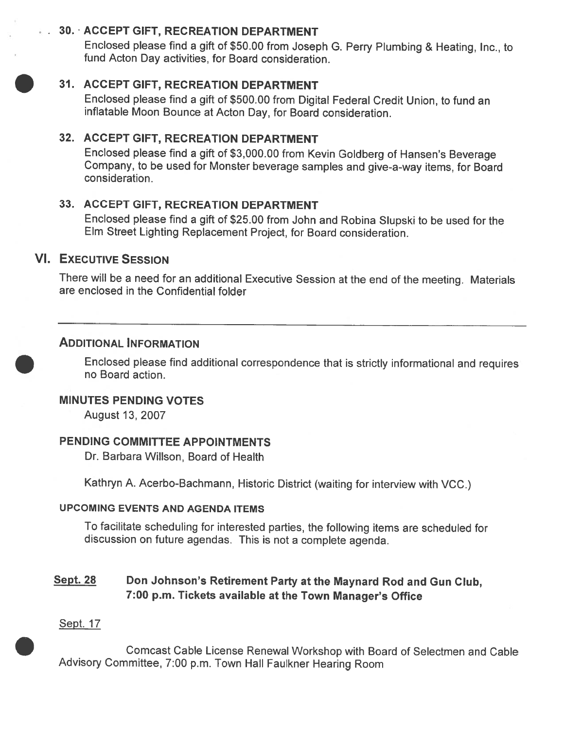30. **ACCEPT GIFT, RECREATION DEPARTMENT**

Enclosed please find a gift of $50.00 from Joseph G. Perry Plumbing & Heating, Inc., to fund Acton Day activities, for Board consideration.

31. **ACCEPT GIFT, RECREATION DEPARTMENT**

Enclosed please find a gift of $500.00 from Digital Federal Credit Union, to fund an inflatable Moon Bounce at Acton Day, for Board consideration.

32. **ACCEPT GIFT, RECREATION DEPARTMENT**

Enclosed please find a gift of $3,000.00 from Kevin Goldberg of Hansen's Beverage Company, to be used for Monster beverage samples and give-a-way items, for Board consideration.

33. **ACCEPT GIFT, RECREATION DEPARTMENT**

Enclosed please find a gift of $25.00 from John and Robina Slupski to be used for the Elm Street Lighting Replacement Project, for Board consideration.

## VI. EXECUTIVE SESSION

There will be a need for an additional Executive Session at the end of the meeting. Materials are enclosed in the Confidential folder

---

### ADDITIONAL INFORMATION

Enclosed please find additional correspondence that is strictly informational and requires no Board action.

### MINUTES PENDING VOTES

August 13, 2007

### PENDING COMMITTEE APPOINTMENTS

Dr. Barbara Willson, Board of Health

Kathryn A. Acerbo-Bachmann, Historic District (waiting for interview with VCC.)

### UPCOMING EVENTS AND AGENDA ITEMS

To facilitate scheduling for interested parties, the following items are scheduled for discussion on future agendas. This is not a complete agenda.

**Sept. 28** **Don Johnson's Retirement Party at the Maynard Rod and Gun Club, 7:00 p.m. Tickets available at the Town Manager's Office**

Sept. 17

Comcast Cable License Renewal Workshop with Board of Selectmen and Cable Advisory Committee, 7:00 p.m. Town Hall Faulkner Hearing Room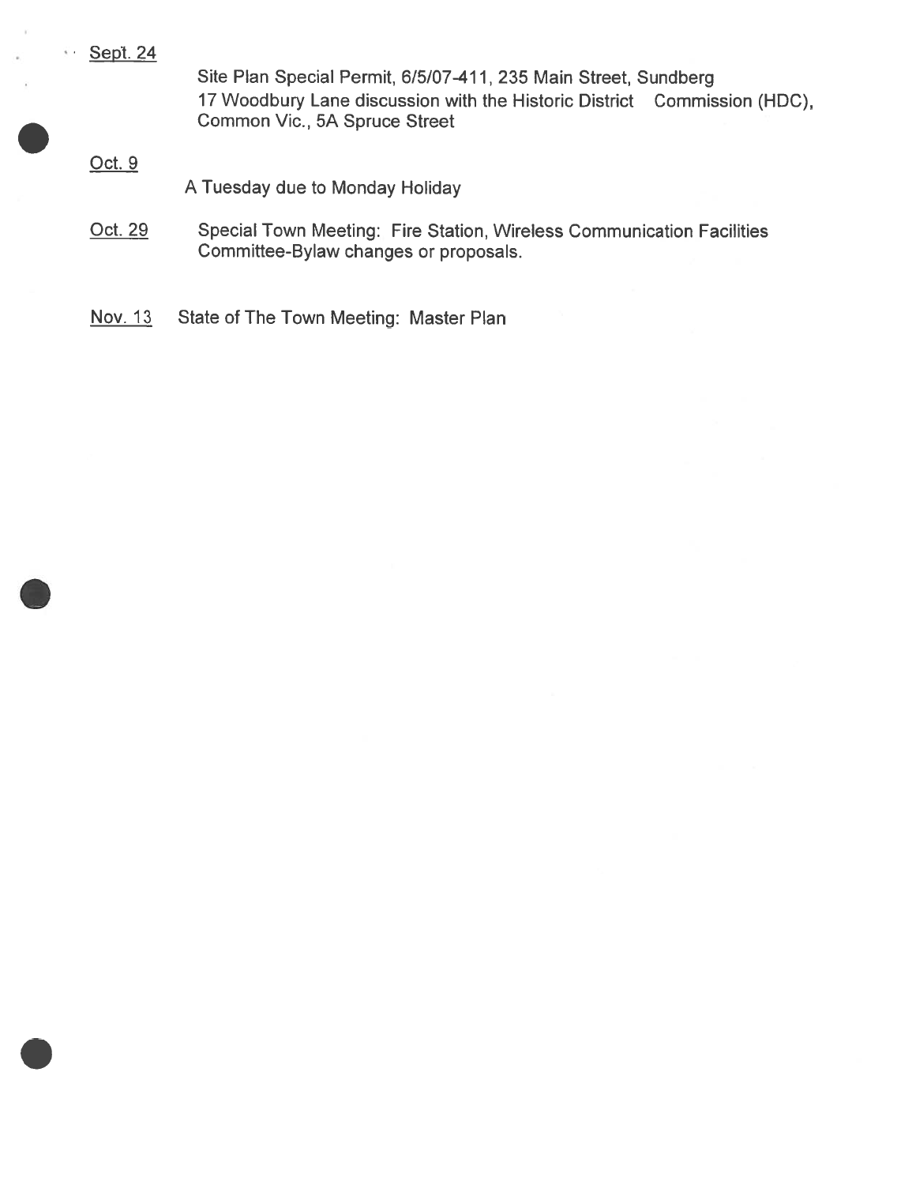<u>Sept. 24</u>

Site Plan Special Permit, 6/5/07-411, 235 Main Street, Sundberg
17 Woodbury Lane discussion with the Historic District Commission (HDC), Common Vic., 5A Spruce Street

<u>Oct. 9</u>

A Tuesday due to Monday Holiday

<u>Oct. 29</u> Special Town Meeting: Fire Station, Wireless Communication Facilities Committee-Bylaw changes or proposals.

<u>Nov. 13</u> State of The Town Meeting: Master Plan